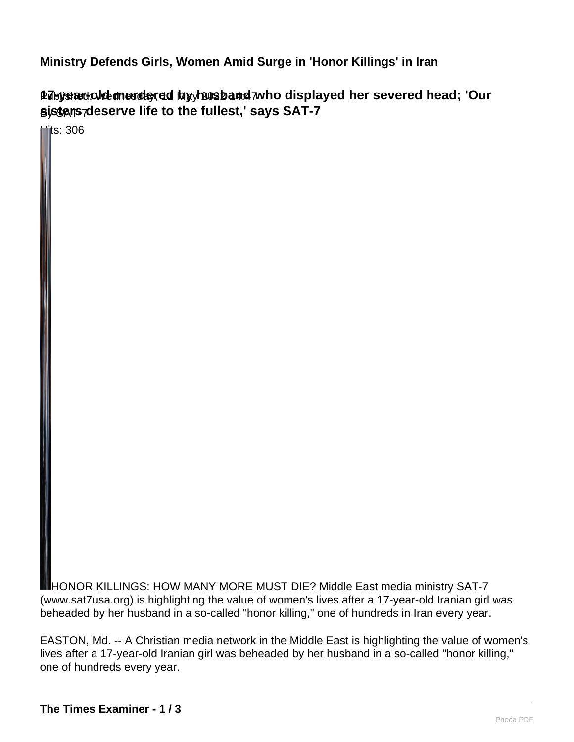# Ministry Defends Girls, Women Amid Surge in 'Honor Killings' in Iran

## 17-year-old murdered by husband who displayed her severed head; 'Our sisters deserve life to the fullest,' says SAT-7

Published: Wednesday, 11 May 2022 14:47

By SAT-7

Hits: 306

HONOR KILLINGS: HOW MANY MORE MUST DIE? Middle East media ministry SAT-7 (www.sat7usa.org) is highlighting the value of women's lives after a 17-year-old Iranian girl was beheaded by her husband in a so-called "honor killing," one of hundreds in Iran every year.

EASTON, Md. -- A Christian media network in the Middle East is highlighting the value of women's lives after a 17-year-old Iranian girl was beheaded by her husband in a so-called "honor killing," one of hundreds every year.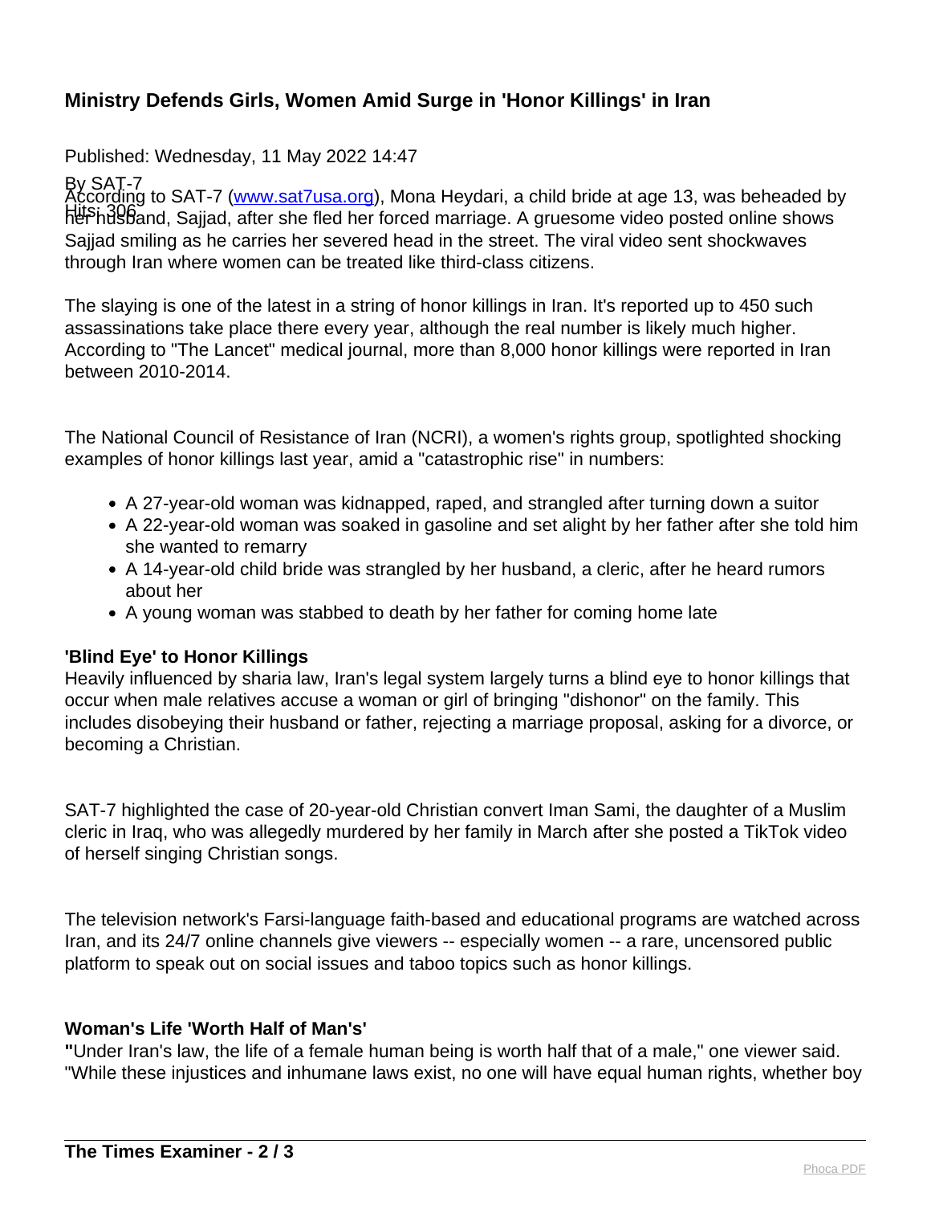## Ministry Defends Girls, Women Amid Surge in 'Honor Killings' in Iran

Published: Wednesday, 11 May 2022 14:47

By SAT-7

Hits: 306

According to SAT-7 (www.sat7usa.org), Mona Heydari, a child bride at age 13, was beheaded by her husband, Sajjad, after she fled her forced marriage. A gruesome video posted online shows Sajjad smiling as he carries her severed head in the street. The viral video sent shockwaves through Iran where women can be treated like third-class citizens.

The slaying is one of the latest in a string of honor killings in Iran. It's reported up to 450 such assassinations take place there every year, although the real number is likely much higher. According to "The Lancet" medical journal, more than 8,000 honor killings were reported in Iran between 2010-2014.

The National Council of Resistance of Iran (NCRI), a women's rights group, spotlighted shocking examples of honor killings last year, amid a "catastrophic rise" in numbers:

- A 27-year-old woman was kidnapped, raped, and strangled after turning down a suitor
- A 22-year-old woman was soaked in gasoline and set alight by her father after she told him she wanted to remarry
- A 14-year-old child bride was strangled by her husband, a cleric, after he heard rumors about her
- A young woman was stabbed to death by her father for coming home late

**'Blind Eye' to Honor Killings**

Heavily influenced by sharia law, Iran's legal system largely turns a blind eye to honor killings that occur when male relatives accuse a woman or girl of bringing "dishonor" on the family. This includes disobeying their husband or father, rejecting a marriage proposal, asking for a divorce, or becoming a Christian.

SAT-7 highlighted the case of 20-year-old Christian convert Iman Sami, the daughter of a Muslim cleric in Iraq, who was allegedly murdered by her family in March after she posted a TikTok video of herself singing Christian songs.

The television network's Farsi-language faith-based and educational programs are watched across Iran, and its 24/7 online channels give viewers -- especially women -- a rare, uncensored public platform to speak out on social issues and taboo topics such as honor killings.

**Woman's Life 'Worth Half of Man's'**

**"**Under Iran's law, the life of a female human being is worth half that of a male," one viewer said. "While these injustices and inhumane laws exist, no one will have equal human rights, whether boy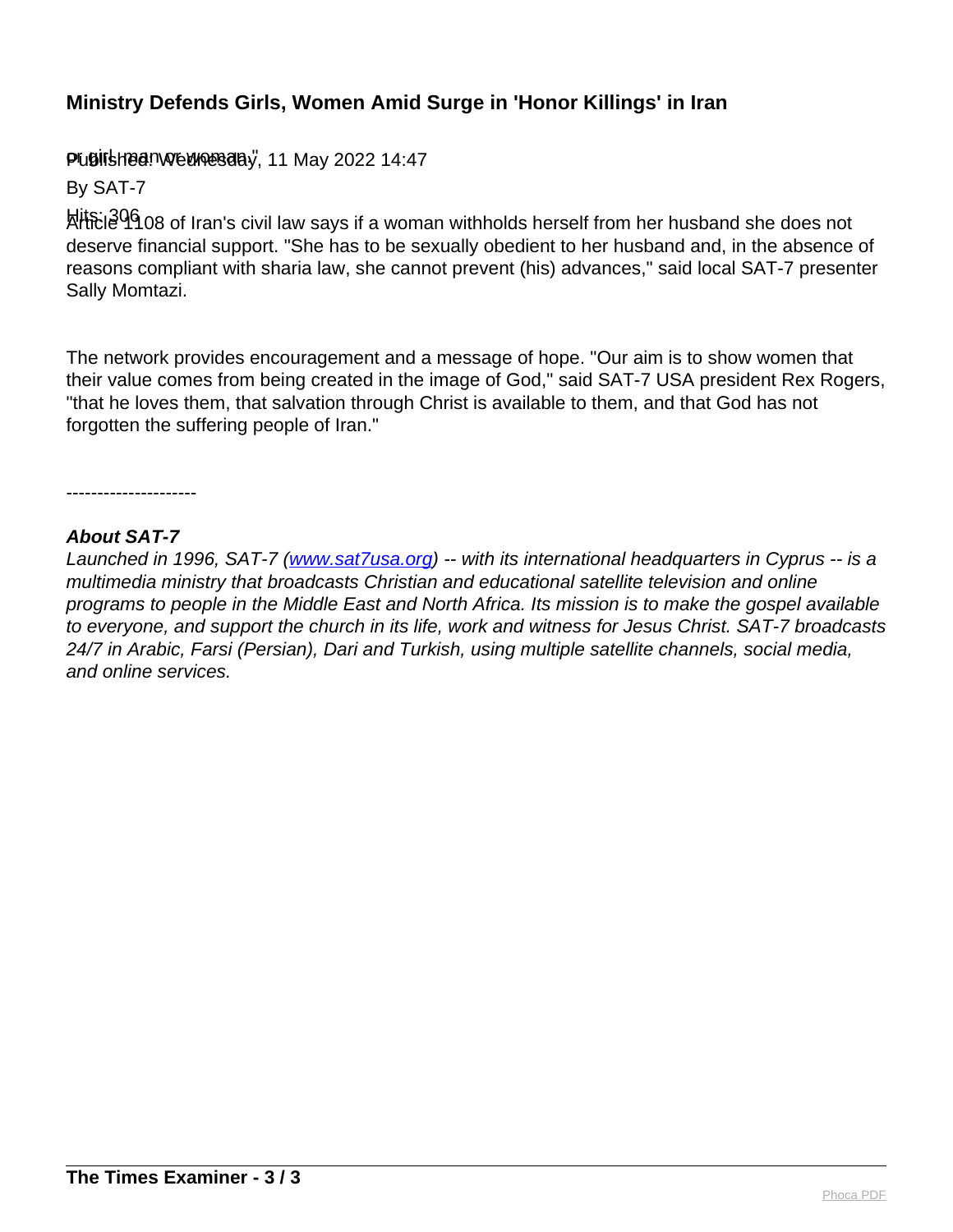## Ministry Defends Girls, Women Amid Surge in 'Honor Killings' in Iran

or girl, man or woman."

Article 1108 of Iran's civil law says if a woman withholds herself from her husband she does not deserve financial support. "She has to be sexually obedient to her husband and, in the absence of reasons compliant with sharia law, she cannot prevent (his) advances," said local SAT-7 presenter Sally Momtazi.

The network provides encouragement and a message of hope. "Our aim is to show women that their value comes from being created in the image of God," said SAT-7 USA president Rex Rogers, "that he loves them, that salvation through Christ is available to them, and that God has not forgotten the suffering people of Iran."

---------------------

***About SAT-7***

*Launched in 1996, SAT-7 ([www.sat7usa.org](http://www.sat7usa.org)) -- with its international headquarters in Cyprus -- is a multimedia ministry that broadcasts Christian and educational satellite television and online programs to people in the Middle East and North Africa. Its mission is to make the gospel available to everyone, and support the church in its life, work and witness for Jesus Christ. SAT-7 broadcasts 24/7 in Arabic, Farsi (Persian), Dari and Turkish, using multiple satellite channels, social media, and online services.*